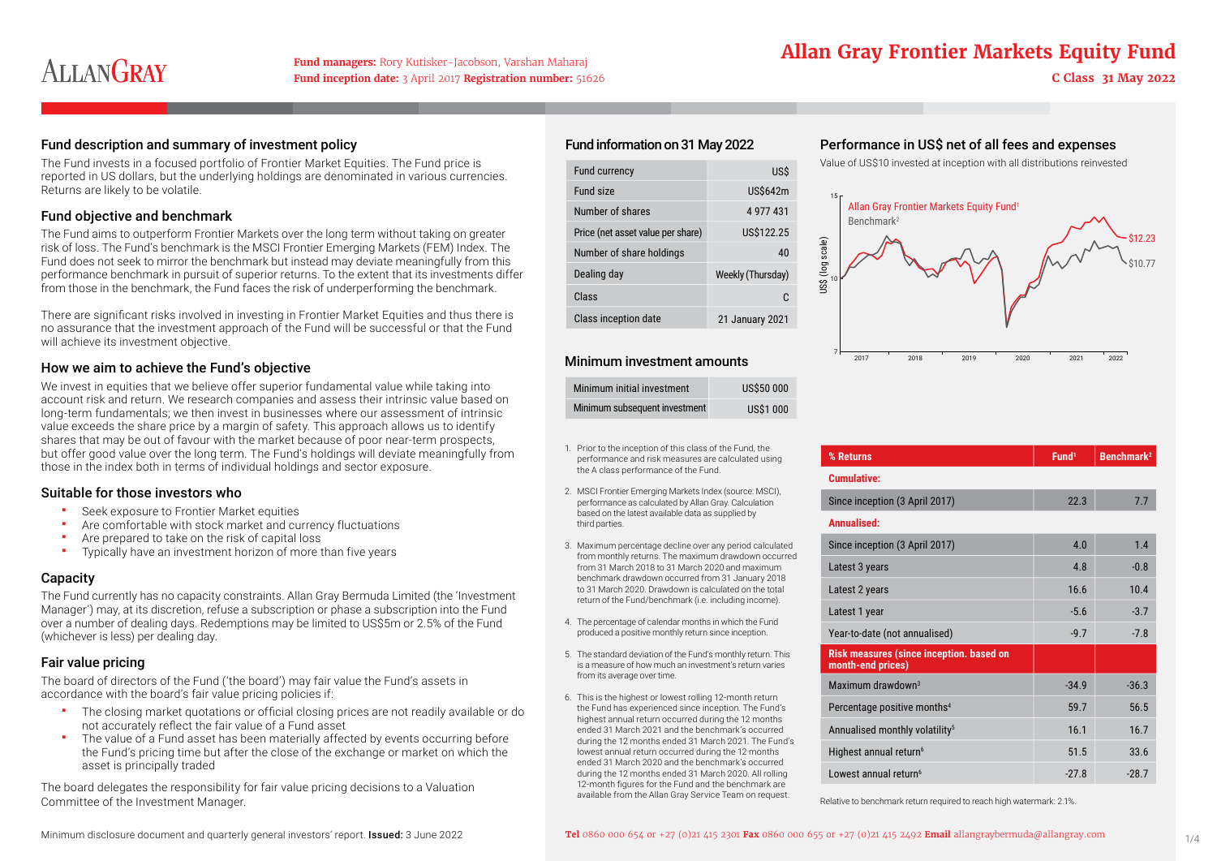# Allan Gray Frontier Markets Equity Fund

**C Class 31 May 2022**

**Fund managers:** Rory Kutisker-Jacobson, Varshan Maharaj
**Fund inception date:** 3 April 2017 **Registration number:** 51626

## Fund description and summary of investment policy

The Fund invests in a focused portfolio of Frontier Market Equities. The Fund price is reported in US dollars, but the underlying holdings are denominated in various currencies. Returns are likely to be volatile.

## Fund objective and benchmark

The Fund aims to outperform Frontier Markets over the long term without taking on greater risk of loss. The Fund's benchmark is the MSCI Frontier Emerging Markets (FEM) Index. The Fund does not seek to mirror the benchmark but instead may deviate meaningfully from this performance benchmark in pursuit of superior returns. To the extent that its investments differ from those in the benchmark, the Fund faces the risk of underperforming the benchmark.

There are significant risks involved in investing in Frontier Market Equities and thus there is no assurance that the investment approach of the Fund will be successful or that the Fund will achieve its investment objective.

## How we aim to achieve the Fund's objective

We invest in equities that we believe offer superior fundamental value while taking into account risk and return. We research companies and assess their intrinsic value based on long-term fundamentals; we then invest in businesses where our assessment of intrinsic value exceeds the share price by a margin of safety. This approach allows us to identify shares that may be out of favour with the market because of poor near-term prospects, but offer good value over the long term. The Fund's holdings will deviate meaningfully from those in the index both in terms of individual holdings and sector exposure.

## Suitable for those investors who

- Seek exposure to Frontier Market equities
- Are comfortable with stock market and currency fluctuations
- Are prepared to take on the risk of capital loss
- Typically have an investment horizon of more than five years

## Capacity

The Fund currently has no capacity constraints. Allan Gray Bermuda Limited (the 'Investment Manager') may, at its discretion, refuse a subscription or phase a subscription into the Fund over a number of dealing days. Redemptions may be limited to US$5m or 2.5% of the Fund (whichever is less) per dealing day.

## Fair value pricing

The board of directors of the Fund ('the board') may fair value the Fund's assets in accordance with the board's fair value pricing policies if:

- The closing market quotations or official closing prices are not readily available or do not accurately reflect the fair value of a Fund asset
- The value of a Fund asset has been materially affected by events occurring before the Fund's pricing time but after the close of the exchange or market on which the asset is principally traded

The board delegates the responsibility for fair value pricing decisions to a Valuation Committee of the Investment Manager.

Minimum disclosure document and quarterly general investors' report. **Issued:** 3 June 2022

## Fund information on 31 May 2022

| | |
|---|---|
| Fund currency | US$ |
| Fund size | US$642m |
| Number of shares | 4 977 431 |
| Price (net asset value per share) | US$122.25 |
| Number of share holdings | 40 |
| Dealing day | Weekly (Thursday) |
| Class | C |
| Class inception date | 21 January 2021 |

## Minimum investment amounts

| | |
|---|---|
| Minimum initial investment | US$50 000 |
| Minimum subsequent investment | US$1 000 |

1. Prior to the inception of this class of the Fund, the performance and risk measures are calculated using the A class performance of the Fund.
2. MSCI Frontier Emerging Markets Index (source: MSCI), performance as calculated by Allan Gray. Calculation based on the latest available data as supplied by third parties.
3. Maximum percentage decline over any period calculated from monthly returns. The maximum drawdown occurred from 31 March 2018 to 31 March 2020 and maximum benchmark drawdown occurred from 31 January 2018 to 31 March 2020. Drawdown is calculated on the total return of the Fund/benchmark (i.e. including income).
4. The percentage of calendar months in which the Fund produced a positive monthly return since inception.
5. The standard deviation of the Fund's monthly return. This is a measure of how much an investment's return varies from its average over time.
6. This is the highest or lowest rolling 12-month return the Fund has experienced since inception. The Fund's highest annual return occurred during the 12 months ended 31 March 2021 and the benchmark's occurred during the 12 months ended 31 March 2021. The Fund's lowest annual return occurred during the 12 months ended 31 March 2020 and the benchmark's occurred during the 12 months ended 31 March 2020. All rolling 12-month figures for the Fund and the benchmark are available from the Allan Gray Service Team on request.

## Performance in US$ net of all fees and expenses

Value of US$10 invested at inception with all distributions reinvested

Allan Gray Frontier Markets Equity Fund[1]: $12.23
Benchmark[2]: $10.77

| % Returns | Fund[1] | Benchmark[2] |
|---|---|---|
| **Cumulative:** | | |
| Since inception (3 April 2017) | 22.3 | 7.7 |
| **Annualised:** | | |
| Since inception (3 April 2017) | 4.0 | 1.4 |
| Latest 3 years | 4.8 | -0.8 |
| Latest 2 years | 16.6 | 10.4 |
| Latest 1 year | -5.6 | -3.7 |
| Year-to-date (not annualised) | -9.7 | -7.8 |
| **Risk measures (since inception, based on month-end prices)** | | |
| Maximum drawdown[3] | -34.9 | -36.3 |
| Percentage positive months[4] | 59.7 | 56.5 |
| Annualised monthly volatility[5] | 16.1 | 16.7 |
| Highest annual return[6] | 51.5 | 33.6 |
| Lowest annual return[6] | -27.8 | -28.7 |

Relative to benchmark return required to reach high watermark: 2.1%.

**Tel** 0860 000 654 or +27 (0)21 415 2301 **Fax** 0860 000 655 or +27 (0)21 415 2492 **Email** allangraybermuda@allangray.com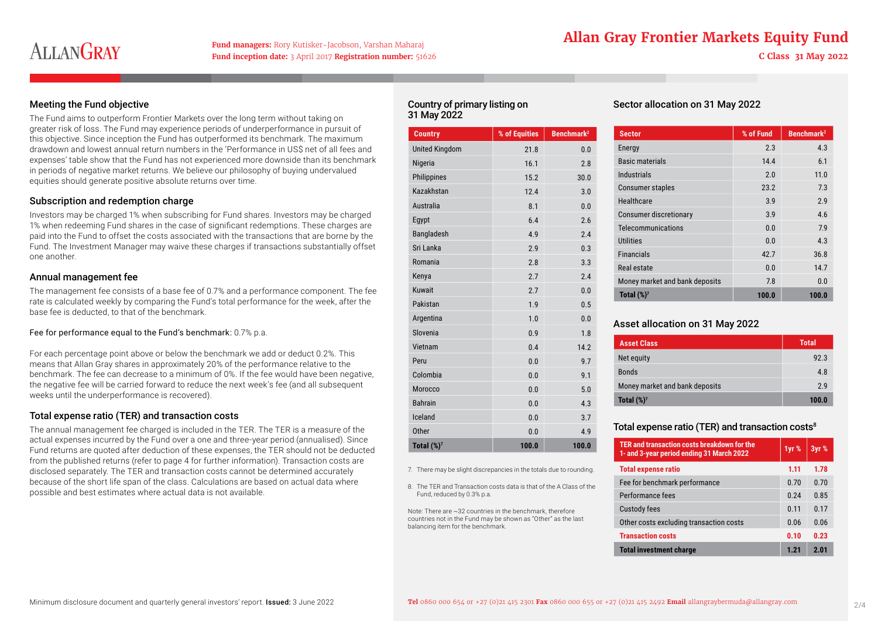# Allan Gray Frontier Markets Equity Fund

**Fund managers:** Rory Kutisker-Jacobson, Varshan Maharaj
**Fund inception date:** 3 April 2017 **Registration number:** 51626

C Class 31 May 2022

## Meeting the Fund objective

The Fund aims to outperform Frontier Markets over the long term without taking on greater risk of loss. The Fund may experience periods of underperformance in pursuit of this objective. Since inception the Fund has outperformed its benchmark. The maximum drawdown and lowest annual return numbers in the 'Performance in US$ net of all fees and expenses' table show that the Fund has not experienced more downside than its benchmark in periods of negative market returns. We believe our philosophy of buying undervalued equities should generate positive absolute returns over time.

## Subscription and redemption charge

Investors may be charged 1% when subscribing for Fund shares. Investors may be charged 1% when redeeming Fund shares in the case of significant redemptions. These charges are paid into the Fund to offset the costs associated with the transactions that are borne by the Fund. The Investment Manager may waive these charges if transactions substantially offset one another.

## Annual management fee

The management fee consists of a base fee of 0.7% and a performance component. The fee rate is calculated weekly by comparing the Fund's total performance for the week, after the base fee is deducted, to that of the benchmark.

Fee for performance equal to the Fund's benchmark: 0.7% p.a.

For each percentage point above or below the benchmark we add or deduct 0.2%. This means that Allan Gray shares in approximately 20% of the performance relative to the benchmark. The fee can decrease to a minimum of 0%. If the fee would have been negative, the negative fee will be carried forward to reduce the next week's fee (and all subsequent weeks until the underperformance is recovered).

## Total expense ratio (TER) and transaction costs

The annual management fee charged is included in the TER. The TER is a measure of the actual expenses incurred by the Fund over a one and three-year period (annualised). Since Fund returns are quoted after deduction of these expenses, the TER should not be deducted from the published returns (refer to page 4 for further information). Transaction costs are disclosed separately. The TER and transaction costs cannot be determined accurately because of the short life span of the class. Calculations are based on actual data where possible and best estimates where actual data is not available.

## Country of primary listing on 31 May 2022

| Country | % of Equities | Benchmark[2] |
|---|---|---|
| United Kingdom | 21.8 | 0.0 |
| Nigeria | 16.1 | 2.8 |
| Philippines | 15.2 | 30.0 |
| Kazakhstan | 12.4 | 3.0 |
| Australia | 8.1 | 0.0 |
| Egypt | 6.4 | 2.6 |
| Bangladesh | 4.9 | 2.4 |
| Sri Lanka | 2.9 | 0.3 |
| Romania | 2.8 | 3.3 |
| Kenya | 2.7 | 2.4 |
| Kuwait | 2.7 | 0.0 |
| Pakistan | 1.9 | 0.5 |
| Argentina | 1.0 | 0.0 |
| Slovenia | 0.9 | 1.8 |
| Vietnam | 0.4 | 14.2 |
| Peru | 0.0 | 9.7 |
| Colombia | 0.0 | 9.1 |
| Morocco | 0.0 | 5.0 |
| Bahrain | 0.0 | 4.3 |
| Iceland | 0.0 | 3.7 |
| Other | 0.0 | 4.9 |
| **Total (%)[7]** | **100.0** | **100.0** |

7. There may be slight discrepancies in the totals due to rounding.

8. The TER and Transaction costs data is that of the A Class of the Fund, reduced by 0.3% p.a.

Note: There are ~32 countries in the benchmark, therefore countries not in the Fund may be shown as "Other" as the last balancing item for the benchmark.

## Sector allocation on 31 May 2022

| Sector | % of Fund | Benchmark[2] |
|---|---|---|
| Energy | 2.3 | 4.3 |
| Basic materials | 14.4 | 6.1 |
| Industrials | 2.0 | 11.0 |
| Consumer staples | 23.2 | 7.3 |
| Healthcare | 3.9 | 2.9 |
| Consumer discretionary | 3.9 | 4.6 |
| Telecommunications | 0.0 | 7.9 |
| Utilities | 0.0 | 4.3 |
| Financials | 42.7 | 36.8 |
| Real estate | 0.0 | 14.7 |
| Money market and bank deposits | 7.8 | 0.0 |
| **Total (%)[7]** | **100.0** | **100.0** |

## Asset allocation on 31 May 2022

| Asset Class | Total |
|---|---|
| Net equity | 92.3 |
| Bonds | 4.8 |
| Money market and bank deposits | 2.9 |
| **Total (%)[7]** | **100.0** |

## Total expense ratio (TER) and transaction costs[8]

| TER and transaction costs breakdown for the 1- and 3-year period ending 31 March 2022 | 1yr % | 3yr % |
|---|---|---|
| **Total expense ratio** | **1.11** | **1.78** |
| Fee for benchmark performance | 0.70 | 0.70 |
| Performance fees | 0.24 | 0.85 |
| Custody fees | 0.11 | 0.17 |
| Other costs excluding transaction costs | 0.06 | 0.06 |
| **Transaction costs** | **0.10** | **0.23** |
| **Total investment charge** | **1.21** | **2.01** |

Minimum disclosure document and quarterly general investors' report. **Issued:** 3 June 2022

**Tel** 0860 000 654 or +27 (0)21 415 2301 **Fax** 0860 000 655 or +27 (0)21 415 2492 **Email** allangraybermuda@allangray.com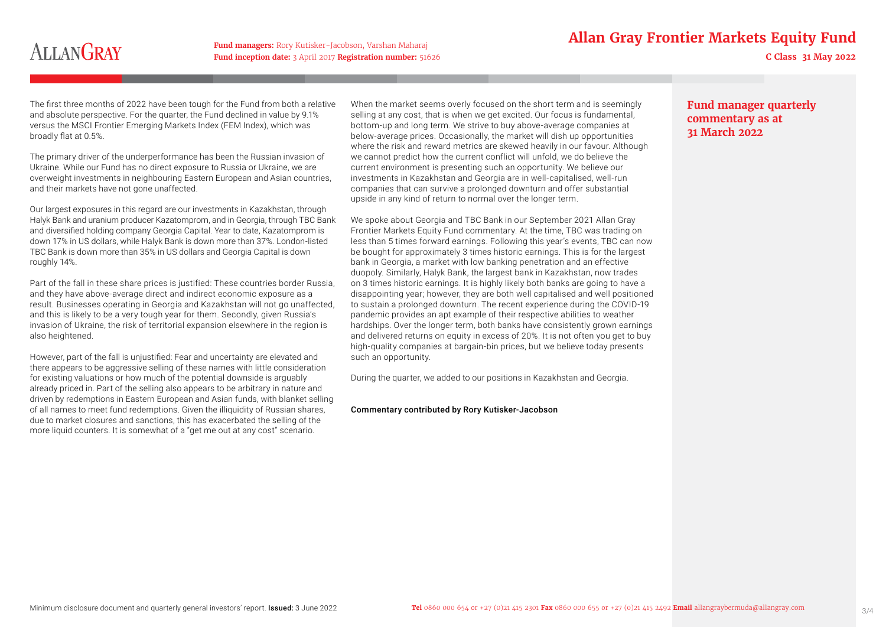## Fund manager quarterly commentary as at 31 March 2022

The first three months of 2022 have been tough for the Fund from both a relative and absolute perspective. For the quarter, the Fund declined in value by 9.1% versus the MSCI Frontier Emerging Markets Index (FEM Index), which was broadly flat at 0.5%.

The primary driver of the underperformance has been the Russian invasion of Ukraine. While our Fund has no direct exposure to Russia or Ukraine, we are overweight investments in neighbouring Eastern European and Asian countries, and their markets have not gone unaffected.

Our largest exposures in this regard are our investments in Kazakhstan, through Halyk Bank and uranium producer Kazatomprom, and in Georgia, through TBC Bank and diversified holding company Georgia Capital. Year to date, Kazatomprom is down 17% in US dollars, while Halyk Bank is down more than 37%. London-listed TBC Bank is down more than 35% in US dollars and Georgia Capital is down roughly 14%.

Part of the fall in these share prices is justified: These countries border Russia, and they have above-average direct and indirect economic exposure as a result. Businesses operating in Georgia and Kazakhstan will not go unaffected, and this is likely to be a very tough year for them. Secondly, given Russia's invasion of Ukraine, the risk of territorial expansion elsewhere in the region is also heightened.

However, part of the fall is unjustified: Fear and uncertainty are elevated and there appears to be aggressive selling of these names with little consideration for existing valuations or how much of the potential downside is arguably already priced in. Part of the selling also appears to be arbitrary in nature and driven by redemptions in Eastern European and Asian funds, with blanket selling of all names to meet fund redemptions. Given the illiquidity of Russian shares, due to market closures and sanctions, this has exacerbated the selling of the more liquid counters. It is somewhat of a "get me out at any cost" scenario.

When the market seems overly focused on the short term and is seemingly selling at any cost, that is when we get excited. Our focus is fundamental, bottom-up and long term. We strive to buy above-average companies at below-average prices. Occasionally, the market will dish up opportunities where the risk and reward metrics are skewed heavily in our favour. Although we cannot predict how the current conflict will unfold, we do believe the current environment is presenting such an opportunity. We believe our investments in Kazakhstan and Georgia are in well-capitalised, well-run companies that can survive a prolonged downturn and offer substantial upside in any kind of return to normal over the longer term.

We spoke about Georgia and TBC Bank in our September 2021 Allan Gray Frontier Markets Equity Fund commentary. At the time, TBC was trading on less than 5 times forward earnings. Following this year's events, TBC can now be bought for approximately 3 times historic earnings. This is for the largest bank in Georgia, a market with low banking penetration and an effective duopoly. Similarly, Halyk Bank, the largest bank in Kazakhstan, now trades on 3 times historic earnings. It is highly likely both banks are going to have a disappointing year; however, they are both well capitalised and well positioned to sustain a prolonged downturn. The recent experience during the COVID-19 pandemic provides an apt example of their respective abilities to weather hardships. Over the longer term, both banks have consistently grown earnings and delivered returns on equity in excess of 20%. It is not often you get to buy high-quality companies at bargain-bin prices, but we believe today presents such an opportunity.

During the quarter, we added to our positions in Kazakhstan and Georgia.

Commentary contributed by Rory Kutisker-Jacobson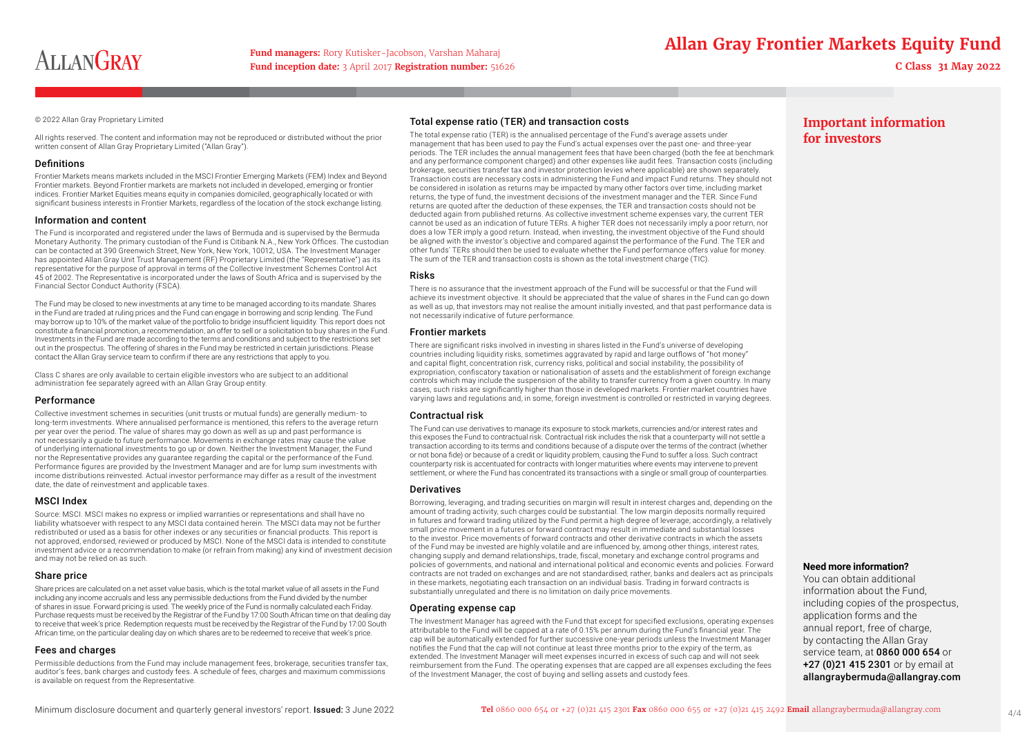# Allan Gray Frontier Markets Equity Fund

**Fund managers:** Rory Kutisker-Jacobson, Varshan Maharaj
**Fund inception date:** 3 April 2017 **Registration number:** 51626

C Class 31 May 2022

© 2022 Allan Gray Proprietary Limited

All rights reserved. The content and information may not be reproduced or distributed without the prior written consent of Allan Gray Proprietary Limited ("Allan Gray").

### Definitions

Frontier Markets means markets included in the MSCI Frontier Emerging Markets (FEM) Index and Beyond Frontier markets. Beyond Frontier markets are markets not included in developed, emerging or frontier indices. Frontier Market Equities means equity in companies domiciled, geographically located or with significant business interests in Frontier Markets, regardless of the location of the stock exchange listing.

### Information and content

The Fund is incorporated and registered under the laws of Bermuda and is supervised by the Bermuda Monetary Authority. The primary custodian of the Fund is Citibank N.A., New York Offices. The custodian can be contacted at 390 Greenwich Street, New York, New York, 10012, USA. The Investment Manager has appointed Allan Gray Unit Trust Management (RF) Proprietary Limited (the "Representative") as its representative for the purpose of approval in terms of the Collective Investment Schemes Control Act 45 of 2002. The Representative is incorporated under the laws of South Africa and is supervised by the Financial Sector Conduct Authority (FSCA).

The Fund may be closed to new investments at any time to be managed according to its mandate. Shares in the Fund are traded at ruling prices and the Fund can engage in borrowing and scrip lending. The Fund may borrow up to 10% of the market value of the portfolio to bridge insufficient liquidity. This report does not constitute a financial promotion, a recommendation, an offer to sell or a solicitation to buy shares in the Fund. Investments in the Fund are made according to the terms and conditions and subject to the restrictions set out in the prospectus. The offering of shares in the Fund may be restricted in certain jurisdictions. Please contact the Allan Gray service team to confirm if there are any restrictions that apply to you.

Class C shares are only available to certain eligible investors who are subject to an additional administration fee separately agreed with an Allan Gray Group entity.

### Performance

Collective investment schemes in securities (unit trusts or mutual funds) are generally medium- to long-term investments. Where annualised performance is mentioned, this refers to the average return per year over the period. The value of shares may go down as well as up and past performance is not necessarily a guide to future performance. Movements in exchange rates may cause the value of underlying international investments to go up or down. Neither the Investment Manager, the Fund nor the Representative provides any guarantee regarding the capital or the performance of the Fund. Performance figures are provided by the Investment Manager and are for lump sum investments with income distributions reinvested. Actual investor performance may differ as a result of the investment date, the date of reinvestment and applicable taxes.

### MSCI Index

Source: MSCI. MSCI makes no express or implied warranties or representations and shall have no liability whatsoever with respect to any MSCI data contained herein. The MSCI data may not be further redistributed or used as a basis for other indexes or any securities or financial products. This report is not approved, endorsed, reviewed or produced by MSCI. None of the MSCI data is intended to constitute investment advice or a recommendation to make (or refrain from making) any kind of investment decision and may not be relied on as such.

### Share price

Share prices are calculated on a net asset value basis, which is the total market value of all assets in the Fund including any income accruals and less any permissible deductions from the Fund divided by the number of shares in issue. Forward pricing is used. The weekly price of the Fund is normally calculated each Friday. Purchase requests must be received by the Registrar of the Fund by 17:00 South African time on that dealing day to receive that week's price. Redemption requests must be received by the Registrar of the Fund by 17:00 South African time, on the particular dealing day on which shares are to be redeemed to receive that week's price.

### Fees and charges

Permissible deductions from the Fund may include management fees, brokerage, securities transfer tax, auditor's fees, bank charges and custody fees. A schedule of fees, charges and maximum commissions is available on request from the Representative.

### Total expense ratio (TER) and transaction costs

The total expense ratio (TER) is the annualised percentage of the Fund's average assets under management that has been used to pay the Fund's actual expenses over the past one- and three-year periods. The TER includes the annual management fees that have been charged (both the fee at benchmark and any performance component charged) and other expenses like audit fees. Transaction costs (including brokerage, securities transfer tax and investor protection levies where applicable) are shown separately. Transaction costs are necessary costs in administering the Fund and impact Fund returns. They should not be considered in isolation as returns may be impacted by many other factors over time, including market returns, the type of fund, the investment decisions of the investment manager and the TER. Since Fund returns are quoted after the deduction of these expenses, the TER and transaction costs should not be deducted again from published returns. As collective investment scheme expenses vary, the current TER cannot be used as an indication of future TERs. A higher TER does not necessarily imply a poor return, nor does a low TER imply a good return. Instead, when investing, the investment objective of the Fund should be aligned with the investor's objective and compared against the performance of the Fund. The TER and other funds' TERs should then be used to evaluate whether the Fund performance offers value for money. The sum of the TER and transaction costs is shown as the total investment charge (TIC).

### Risks

There is no assurance that the investment approach of the Fund will be successful or that the Fund will achieve its investment objective. It should be appreciated that the value of shares in the Fund can go down as well as up, that investors may not realise the amount initially invested, and that past performance data is not necessarily indicative of future performance.

### Frontier markets

There are significant risks involved in investing in shares listed in the Fund's universe of developing countries including liquidity risks, sometimes aggravated by rapid and large outflows of "hot money" and capital flight, concentration risk, currency risks, political and social instability, the possibility of expropriation, confiscatory taxation or nationalisation of assets and the establishment of foreign exchange controls which may include the suspension of the ability to transfer currency from a given country. In many cases, such risks are significantly higher than those in developed markets. Frontier market countries have varying laws and regulations and, in some, foreign investment is controlled or restricted in varying degrees.

### Contractual risk

The Fund can use derivatives to manage its exposure to stock markets, currencies and/or interest rates and this exposes the Fund to contractual risk. Contractual risk includes the risk that a counterparty will not settle a transaction according to its terms and conditions because of a dispute over the terms of the contract (whether or not bona fide) or because of a credit or liquidity problem, causing the Fund to suffer a loss. Such contract counterparty risk is accentuated for contracts with longer maturities where events may intervene to prevent settlement, or where the Fund has concentrated its transactions with a single or small group of counterparties.

### Derivatives

Borrowing, leveraging, and trading securities on margin will result in interest charges and, depending on the amount of trading activity, such charges could be substantial. The low margin deposits normally required in futures and forward trading utilized by the Fund permit a high degree of leverage; accordingly, a relatively small price movement in a futures or forward contract may result in immediate and substantial losses to the investor. Price movements of forward contracts and other derivative contracts in which the assets of the Fund may be invested are highly volatile and are influenced by, among other things, interest rates, changing supply and demand relationships, trade, fiscal, monetary and exchange control programs and policies of governments, and national and international political and economic events and policies. Forward contracts are not traded on exchanges and are not standardised; rather, banks and dealers act as principals in these markets, negotiating each transaction on an individual basis. Trading in forward contracts is substantially unregulated and there is no limitation on daily price movements.

### Operating expense cap

The Investment Manager has agreed with the Fund that except for specified exclusions, operating expenses attributable to the Fund will be capped at a rate of 0.15% per annum during the Fund's financial year. The cap will be automatically extended for further successive one-year periods unless the Investment Manager notifies the Fund that the cap will not continue at least three months prior to the expiry of the term, as extended. The Investment Manager will meet expenses incurred in excess of such cap and will not seek reimbursement from the Fund. The operating expenses that are capped are all expenses excluding the fees of the Investment Manager, the cost of buying and selling assets and custody fees.

## Important information for investors

**Need more information?**

You can obtain additional information about the Fund, including copies of the prospectus, application forms and the annual report, free of charge, by contacting the Allan Gray service team, at **0860 000 654** or **+27 (0)21 415 2301** or by email at **allangraybermuda@allangray.com**

Minimum disclosure document and quarterly general investors' report. **Issued:** 3 June 2022

**Tel** 0860 000 654 or +27 (0)21 415 2301 **Fax** 0860 000 655 or +27 (0)21 415 2492 **Email** allangraybermuda@allangray.com